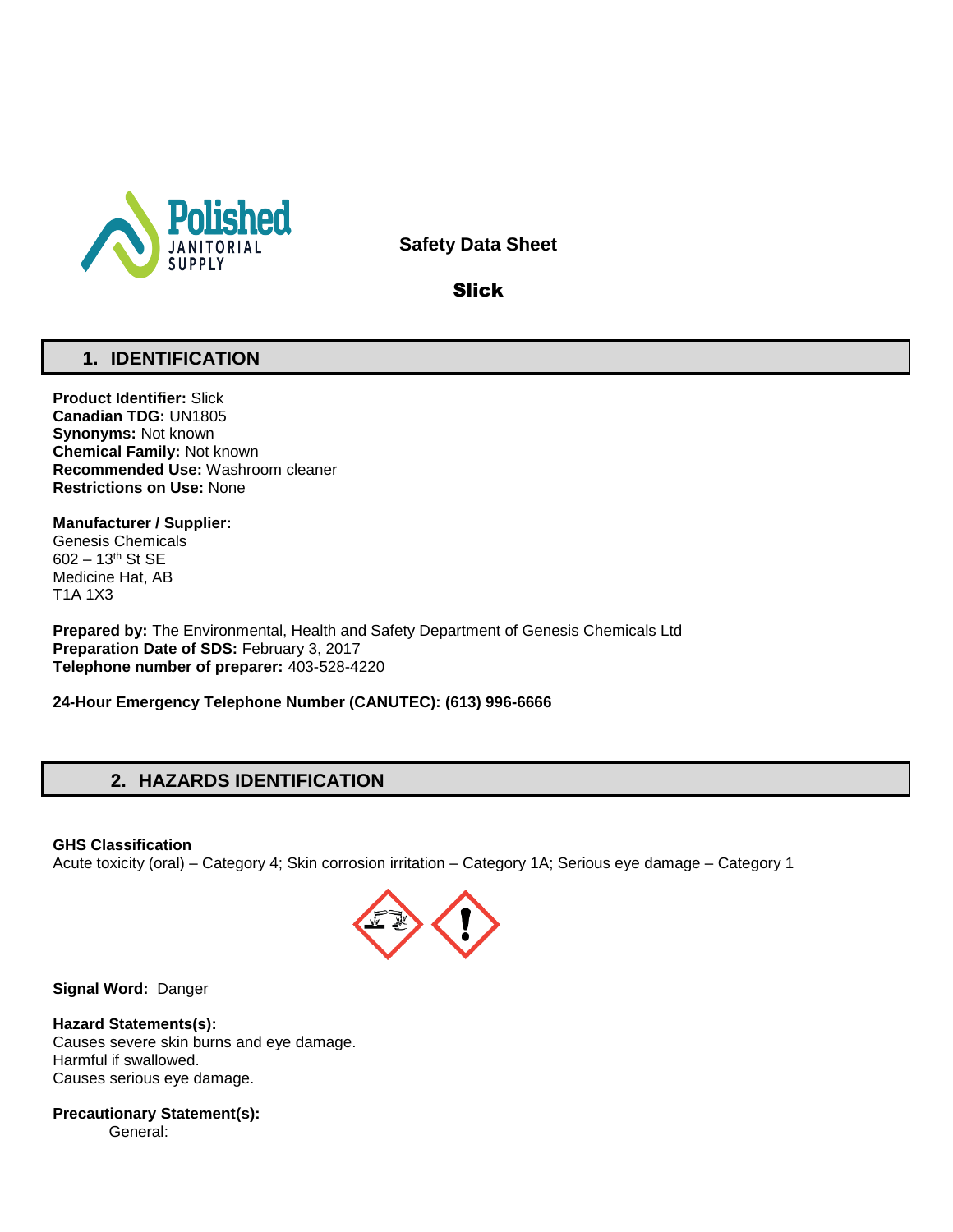**Safety Data Sheet**

**Slick**

## 1. IDENTIFICATION

**Product Identifier:** Slick
**Canadian TDG:** UN1805
**Synonyms:** Not known
**Chemical Family:** Not known
**Recommended Use:** Washroom cleaner
**Restrictions on Use:** None

**Manufacturer / Supplier:**
Genesis Chemicals
602 – 13th St SE
Medicine Hat, AB
T1A 1X3

**Prepared by:** The Environmental, Health and Safety Department of Genesis Chemicals Ltd
**Preparation Date of SDS:** February 3, 2017
**Telephone number of preparer:** 403-528-4220

**24-Hour Emergency Telephone Number (CANUTEC): (613) 996-6666**

## 2. HAZARDS IDENTIFICATION

**GHS Classification**
Acute toxicity (oral) – Category 4; Skin corrosion irritation – Category 1A; Serious eye damage – Category 1

**Signal Word:** Danger

**Hazard Statements(s):**
Causes severe skin burns and eye damage.
Harmful if swallowed.
Causes serious eye damage.

**Precautionary Statement(s):**
General: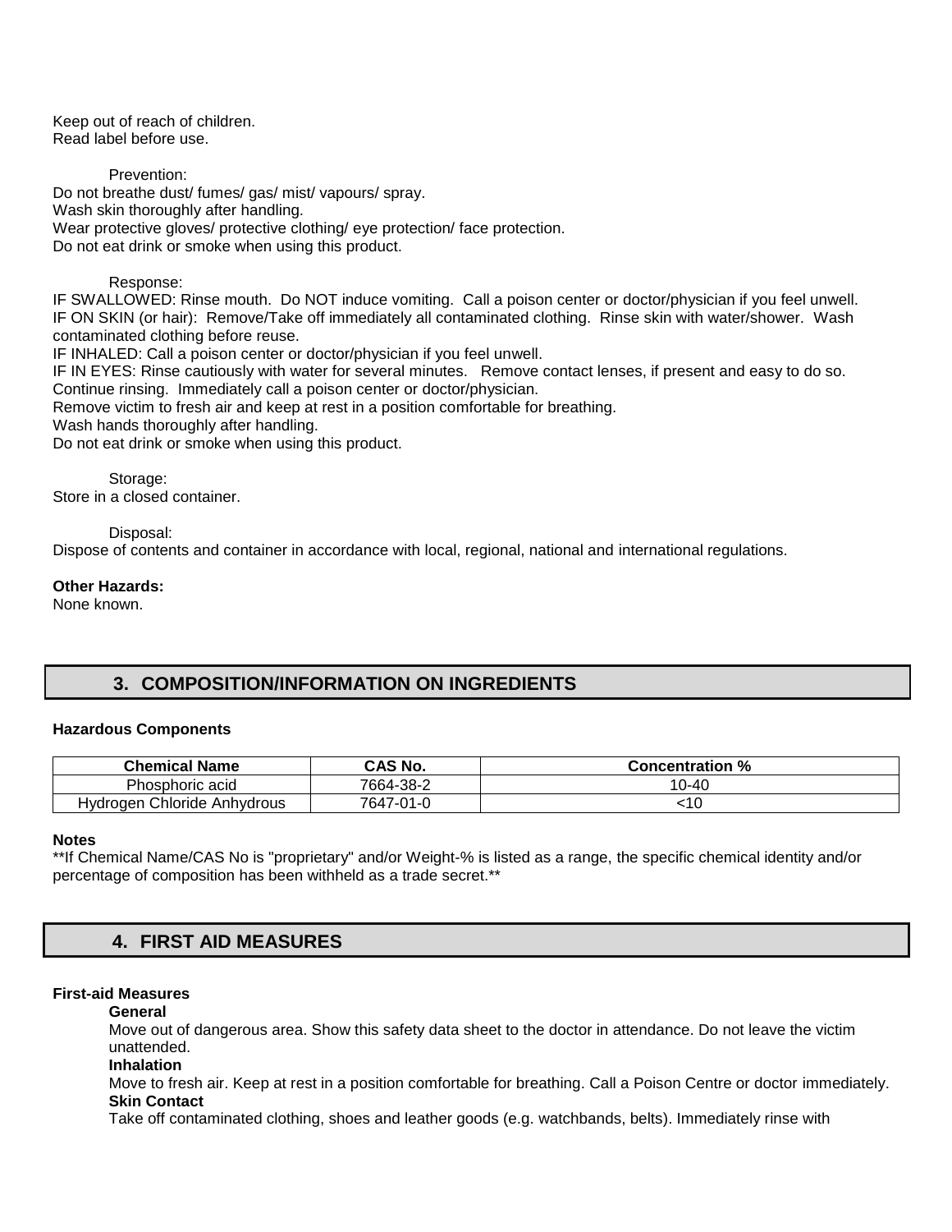Keep out of reach of children.
Read label before use.

Prevention:
Do not breathe dust/ fumes/ gas/ mist/ vapours/ spray.
Wash skin thoroughly after handling.
Wear protective gloves/ protective clothing/ eye protection/ face protection.
Do not eat drink or smoke when using this product.

Response:
IF SWALLOWED: Rinse mouth. Do NOT induce vomiting. Call a poison center or doctor/physician if you feel unwell.
IF ON SKIN (or hair): Remove/Take off immediately all contaminated clothing. Rinse skin with water/shower. Wash contaminated clothing before reuse.
IF INHALED: Call a poison center or doctor/physician if you feel unwell.
IF IN EYES: Rinse cautiously with water for several minutes. Remove contact lenses, if present and easy to do so. Continue rinsing. Immediately call a poison center or doctor/physician.
Remove victim to fresh air and keep at rest in a position comfortable for breathing.
Wash hands thoroughly after handling.
Do not eat drink or smoke when using this product.

Storage:
Store in a closed container.

Disposal:
Dispose of contents and container in accordance with local, regional, national and international regulations.

**Other Hazards:**
None known.

## 3. COMPOSITION/INFORMATION ON INGREDIENTS

**Hazardous Components**

| Chemical Name | CAS No. | Concentration % |
|---|---|---|
| Phosphoric acid | 7664-38-2 | 10-40 |
| Hydrogen Chloride Anhydrous | 7647-01-0 | <10 |

**Notes**
**If Chemical Name/CAS No is "proprietary" and/or Weight-% is listed as a range, the specific chemical identity and/or percentage of composition has been withheld as a trade secret.**

## 4. FIRST AID MEASURES

**First-aid Measures**

**General**
Move out of dangerous area. Show this safety data sheet to the doctor in attendance. Do not leave the victim unattended.

**Inhalation**
Move to fresh air. Keep at rest in a position comfortable for breathing. Call a Poison Centre or doctor immediately.

**Skin Contact**
Take off contaminated clothing, shoes and leather goods (e.g. watchbands, belts). Immediately rinse with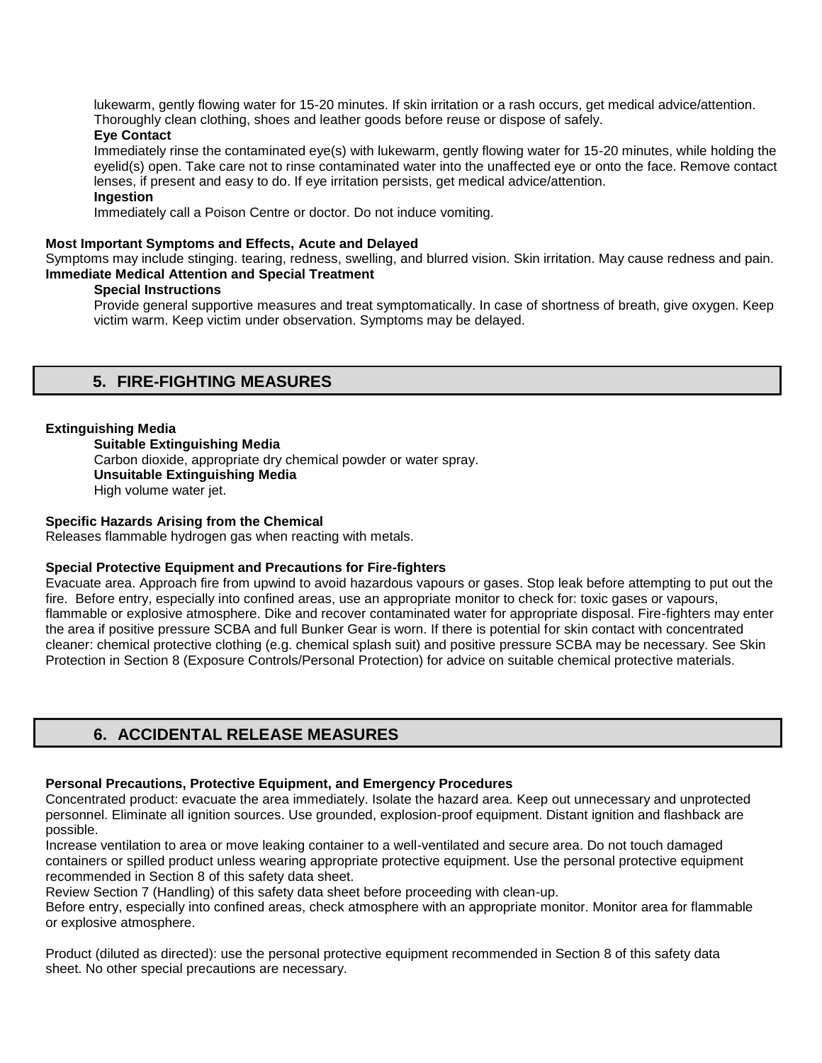lukewarm, gently flowing water for 15-20 minutes. If skin irritation or a rash occurs, get medical advice/attention. Thoroughly clean clothing, shoes and leather goods before reuse or dispose of safely.

**Eye Contact**

Immediately rinse the contaminated eye(s) with lukewarm, gently flowing water for 15-20 minutes, while holding the eyelid(s) open. Take care not to rinse contaminated water into the unaffected eye or onto the face. Remove contact lenses, if present and easy to do. If eye irritation persists, get medical advice/attention.

**Ingestion**

Immediately call a Poison Centre or doctor. Do not induce vomiting.

**Most Important Symptoms and Effects, Acute and Delayed**

Symptoms may include stinging. tearing, redness, swelling, and blurred vision. Skin irritation. May cause redness and pain.

**Immediate Medical Attention and Special Treatment**

**Special Instructions**

Provide general supportive measures and treat symptomatically. In case of shortness of breath, give oxygen. Keep victim warm. Keep victim under observation. Symptoms may be delayed.

## 5. FIRE-FIGHTING MEASURES

**Extinguishing Media**

**Suitable Extinguishing Media**

Carbon dioxide, appropriate dry chemical powder or water spray.

**Unsuitable Extinguishing Media**

High volume water jet.

**Specific Hazards Arising from the Chemical**

Releases flammable hydrogen gas when reacting with metals.

**Special Protective Equipment and Precautions for Fire-fighters**

Evacuate area. Approach fire from upwind to avoid hazardous vapours or gases. Stop leak before attempting to put out the fire. Before entry, especially into confined areas, use an appropriate monitor to check for: toxic gases or vapours, flammable or explosive atmosphere. Dike and recover contaminated water for appropriate disposal. Fire-fighters may enter the area if positive pressure SCBA and full Bunker Gear is worn. If there is potential for skin contact with concentrated cleaner: chemical protective clothing (e.g. chemical splash suit) and positive pressure SCBA may be necessary. See Skin Protection in Section 8 (Exposure Controls/Personal Protection) for advice on suitable chemical protective materials.

## 6. ACCIDENTAL RELEASE MEASURES

**Personal Precautions, Protective Equipment, and Emergency Procedures**

Concentrated product: evacuate the area immediately. Isolate the hazard area. Keep out unnecessary and unprotected personnel. Eliminate all ignition sources. Use grounded, explosion-proof equipment. Distant ignition and flashback are possible.

Increase ventilation to area or move leaking container to a well-ventilated and secure area. Do not touch damaged containers or spilled product unless wearing appropriate protective equipment. Use the personal protective equipment recommended in Section 8 of this safety data sheet.

Review Section 7 (Handling) of this safety data sheet before proceeding with clean-up.

Before entry, especially into confined areas, check atmosphere with an appropriate monitor. Monitor area for flammable or explosive atmosphere.

Product (diluted as directed): use the personal protective equipment recommended in Section 8 of this safety data sheet. No other special precautions are necessary.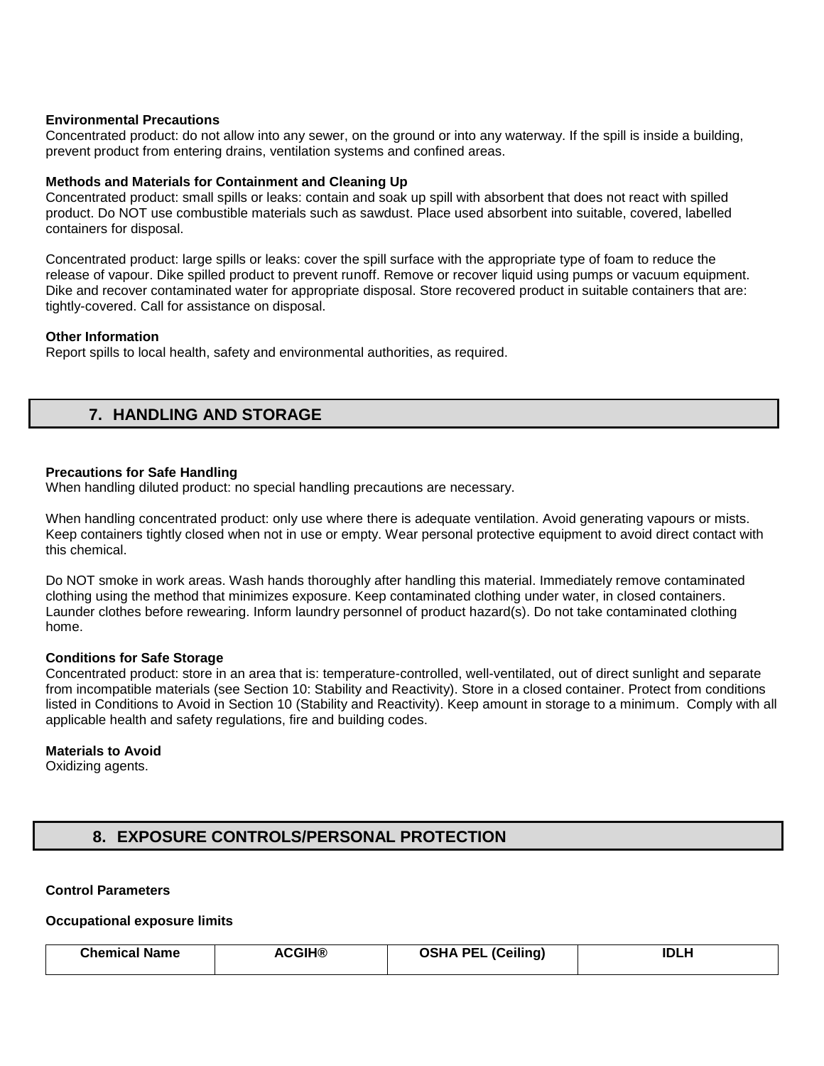**Environmental Precautions**
Concentrated product: do not allow into any sewer, on the ground or into any waterway. If the spill is inside a building, prevent product from entering drains, ventilation systems and confined areas.

**Methods and Materials for Containment and Cleaning Up**
Concentrated product: small spills or leaks: contain and soak up spill with absorbent that does not react with spilled product. Do NOT use combustible materials such as sawdust. Place used absorbent into suitable, covered, labelled containers for disposal.

Concentrated product: large spills or leaks: cover the spill surface with the appropriate type of foam to reduce the release of vapour. Dike spilled product to prevent runoff. Remove or recover liquid using pumps or vacuum equipment. Dike and recover contaminated water for appropriate disposal. Store recovered product in suitable containers that are: tightly-covered. Call for assistance on disposal.

**Other Information**
Report spills to local health, safety and environmental authorities, as required.

## 7. HANDLING AND STORAGE

**Precautions for Safe Handling**
When handling diluted product: no special handling precautions are necessary.

When handling concentrated product: only use where there is adequate ventilation. Avoid generating vapours or mists. Keep containers tightly closed when not in use or empty. Wear personal protective equipment to avoid direct contact with this chemical.

Do NOT smoke in work areas. Wash hands thoroughly after handling this material. Immediately remove contaminated clothing using the method that minimizes exposure. Keep contaminated clothing under water, in closed containers. Launder clothes before rewearing. Inform laundry personnel of product hazard(s). Do not take contaminated clothing home.

**Conditions for Safe Storage**
Concentrated product: store in an area that is: temperature-controlled, well-ventilated, out of direct sunlight and separate from incompatible materials (see Section 10: Stability and Reactivity). Store in a closed container. Protect from conditions listed in Conditions to Avoid in Section 10 (Stability and Reactivity). Keep amount in storage to a minimum. Comply with all applicable health and safety regulations, fire and building codes.

**Materials to Avoid**
Oxidizing agents.

## 8. EXPOSURE CONTROLS/PERSONAL PROTECTION

**Control Parameters**

**Occupational exposure limits**

| Chemical Name | ACGIH® | OSHA PEL (Ceiling) | IDLH |
|---|---|---|---|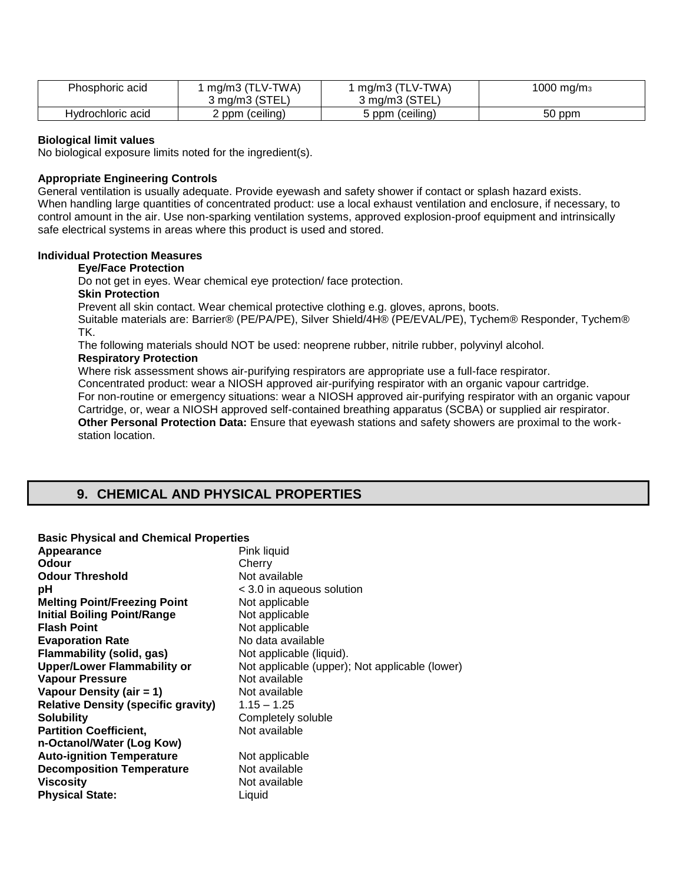| Phosphoric acid | 1 mg/m3 (TLV-TWA)<br>3 mg/m3 (STEL) | 1 mg/m3 (TLV-TWA)<br>3 mg/m3 (STEL) | 1000 mg/$m_3$ |
|---|---|---|---|
| Hydrochloric acid | 2 ppm (ceiling) | 5 ppm (ceiling) | 50 ppm |

**Biological limit values**
No biological exposure limits noted for the ingredient(s).

**Appropriate Engineering Controls**
General ventilation is usually adequate. Provide eyewash and safety shower if contact or splash hazard exists. When handling large quantities of concentrated product: use a local exhaust ventilation and enclosure, if necessary, to control amount in the air. Use non-sparking ventilation systems, approved explosion-proof equipment and intrinsically safe electrical systems in areas where this product is used and stored.

**Individual Protection Measures**

**Eye/Face Protection**
Do not get in eyes. Wear chemical eye protection/ face protection.

**Skin Protection**
Prevent all skin contact. Wear chemical protective clothing e.g. gloves, aprons, boots.
Suitable materials are: Barrier® (PE/PA/PE), Silver Shield/4H® (PE/EVAL/PE), Tychem® Responder, Tychem® TK.
The following materials should NOT be used: neoprene rubber, nitrile rubber, polyvinyl alcohol.

**Respiratory Protection**
Where risk assessment shows air-purifying respirators are appropriate use a full-face respirator.
Concentrated product: wear a NIOSH approved air-purifying respirator with an organic vapour cartridge.
For non-routine or emergency situations: wear a NIOSH approved air-purifying respirator with an organic vapour Cartridge, or, wear a NIOSH approved self-contained breathing apparatus (SCBA) or supplied air respirator.
**Other Personal Protection Data:** Ensure that eyewash stations and safety showers are proximal to the work-station location.

## 9. CHEMICAL AND PHYSICAL PROPERTIES

**Basic Physical and Chemical Properties**

| | |
|---|---|
| **Appearance** | Pink liquid |
| **Odour** | Cherry |
| **Odour Threshold** | Not available |
| **pH** | < 3.0 in aqueous solution |
| **Melting Point/Freezing Point** | Not applicable |
| **Initial Boiling Point/Range** | Not applicable |
| **Flash Point** | Not applicable |
| **Evaporation Rate** | No data available |
| **Flammability (solid, gas)** | Not applicable (liquid). |
| **Upper/Lower Flammability or** | Not applicable (upper); Not applicable (lower) |
| **Vapour Pressure** | Not available |
| **Vapour Density (air = 1)** | Not available |
| **Relative Density (specific gravity)** | 1.15 – 1.25 |
| **Solubility** | Completely soluble |
| **Partition Coefficient, n-Octanol/Water (Log Kow)** | Not available |
| **Auto-ignition Temperature** | Not applicable |
| **Decomposition Temperature** | Not available |
| **Viscosity** | Not available |
| **Physical State:** | Liquid |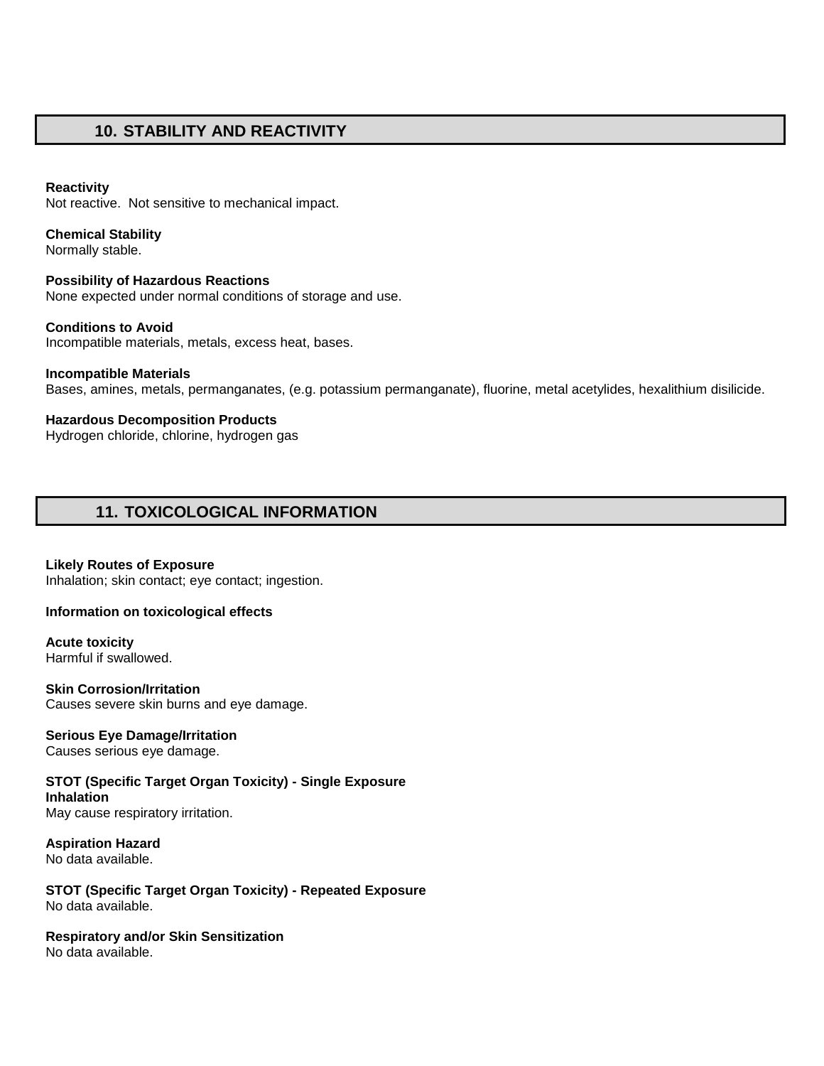## 10. STABILITY AND REACTIVITY

**Reactivity**
Not reactive. Not sensitive to mechanical impact.

**Chemical Stability**
Normally stable.

**Possibility of Hazardous Reactions**
None expected under normal conditions of storage and use.

**Conditions to Avoid**
Incompatible materials, metals, excess heat, bases.

**Incompatible Materials**
Bases, amines, metals, permanganates, (e.g. potassium permanganate), fluorine, metal acetylides, hexalithium disilicide.

**Hazardous Decomposition Products**
Hydrogen chloride, chlorine, hydrogen gas

## 11. TOXICOLOGICAL INFORMATION

**Likely Routes of Exposure**
Inhalation; skin contact; eye contact; ingestion.

**Information on toxicological effects**

**Acute toxicity**
Harmful if swallowed.

**Skin Corrosion/Irritation**
Causes severe skin burns and eye damage.

**Serious Eye Damage/Irritation**
Causes serious eye damage.

**STOT (Specific Target Organ Toxicity) - Single Exposure**
**Inhalation**
May cause respiratory irritation.

**Aspiration Hazard**
No data available.

**STOT (Specific Target Organ Toxicity) - Repeated Exposure**
No data available.

**Respiratory and/or Skin Sensitization**
No data available.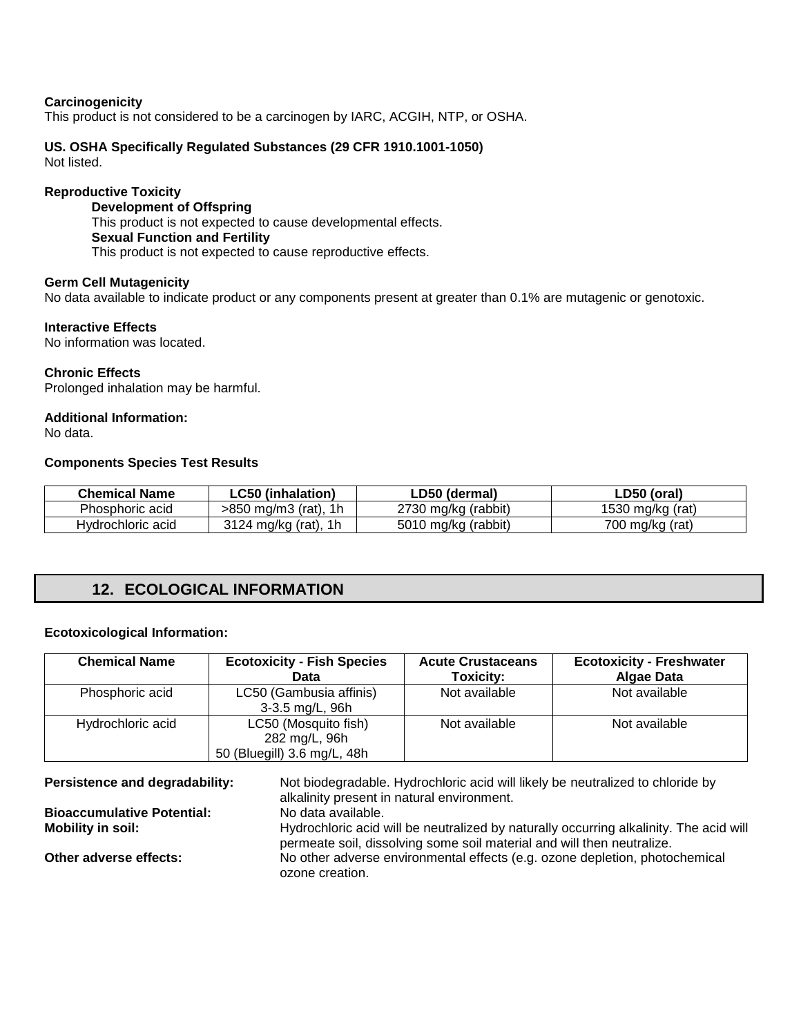**Carcinogenicity**
This product is not considered to be a carcinogen by IARC, ACGIH, NTP, or OSHA.

**US. OSHA Specifically Regulated Substances (29 CFR 1910.1001-1050)**
Not listed.

**Reproductive Toxicity**

**Development of Offspring**
This product is not expected to cause developmental effects.

**Sexual Function and Fertility**
This product is not expected to cause reproductive effects.

**Germ Cell Mutagenicity**
No data available to indicate product or any components present at greater than 0.1% are mutagenic or genotoxic.

**Interactive Effects**
No information was located.

**Chronic Effects**
Prolonged inhalation may be harmful.

**Additional Information:**
No data.

**Components Species Test Results**

| Chemical Name | LC50 (inhalation) | LD50 (dermal) | LD50 (oral) |
|---|---|---|---|
| Phosphoric acid | >850 mg/m3 (rat), 1h | 2730 mg/kg (rabbit) | 1530 mg/kg (rat) |
| Hydrochloric acid | 3124 mg/kg (rat), 1h | 5010 mg/kg (rabbit) | 700 mg/kg (rat) |

## 12. ECOLOGICAL INFORMATION

**Ecotoxicological Information:**

| Chemical Name | Ecotoxicity - Fish Species Data | Acute Crustaceans Toxicity: | Ecotoxicity - Freshwater Algae Data |
|---|---|---|---|
| Phosphoric acid | LC50 (Gambusia affinis) 3-3.5 mg/L, 96h | Not available | Not available |
| Hydrochloric acid | LC50 (Mosquito fish) 282 mg/L, 96h 50 (Bluegill) 3.6 mg/L, 48h | Not available | Not available |

**Persistence and degradability:** Not biodegradable. Hydrochloric acid will likely be neutralized to chloride by alkalinity present in natural environment.

**Bioaccumulative Potential:** No data available.

**Mobility in soil:** Hydrochloric acid will be neutralized by naturally occurring alkalinity. The acid will permeate soil, dissolving some soil material and will then neutralize.

**Other adverse effects:** No other adverse environmental effects (e.g. ozone depletion, photochemical ozone creation.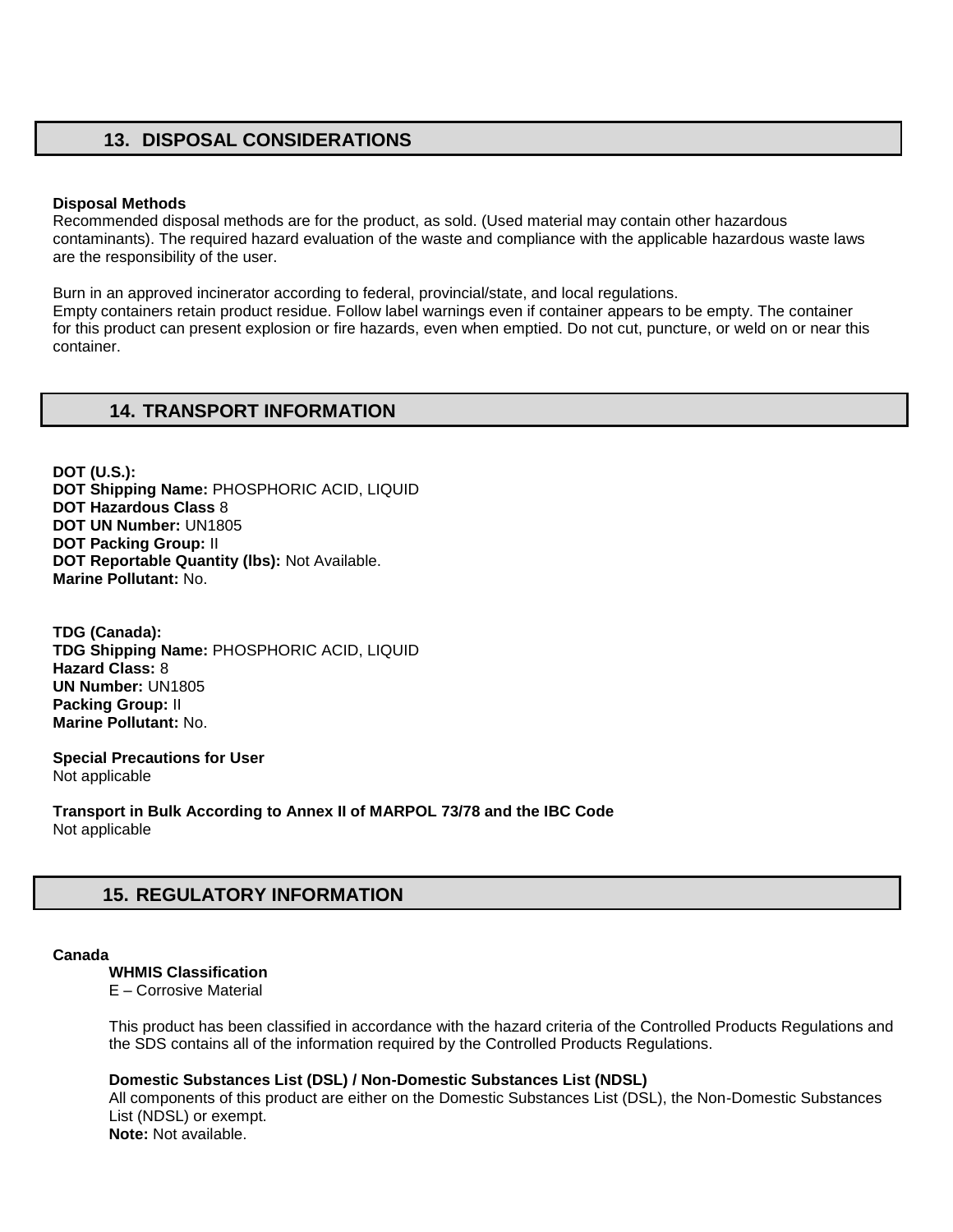## 13. DISPOSAL CONSIDERATIONS

**Disposal Methods**
Recommended disposal methods are for the product, as sold. (Used material may contain other hazardous contaminants). The required hazard evaluation of the waste and compliance with the applicable hazardous waste laws are the responsibility of the user.

Burn in an approved incinerator according to federal, provincial/state, and local regulations.
Empty containers retain product residue. Follow label warnings even if container appears to be empty. The container for this product can present explosion or fire hazards, even when emptied. Do not cut, puncture, or weld on or near this container.

## 14. TRANSPORT INFORMATION

**DOT (U.S.):**
**DOT Shipping Name:** PHOSPHORIC ACID, LIQUID
**DOT Hazardous Class** 8
**DOT UN Number:** UN1805
**DOT Packing Group:** II
**DOT Reportable Quantity (lbs):** Not Available.
**Marine Pollutant:** No.

**TDG (Canada):**
**TDG Shipping Name:** PHOSPHORIC ACID, LIQUID
**Hazard Class:** 8
**UN Number:** UN1805
**Packing Group:** II
**Marine Pollutant:** No.

**Special Precautions for User**
Not applicable

**Transport in Bulk According to Annex II of MARPOL 73/78 and the IBC Code**
Not applicable

## 15. REGULATORY INFORMATION

**Canada**

**WHMIS Classification**
E – Corrosive Material

This product has been classified in accordance with the hazard criteria of the Controlled Products Regulations and the SDS contains all of the information required by the Controlled Products Regulations.

**Domestic Substances List (DSL) / Non-Domestic Substances List (NDSL)**
All components of this product are either on the Domestic Substances List (DSL), the Non-Domestic Substances List (NDSL) or exempt.
**Note:** Not available.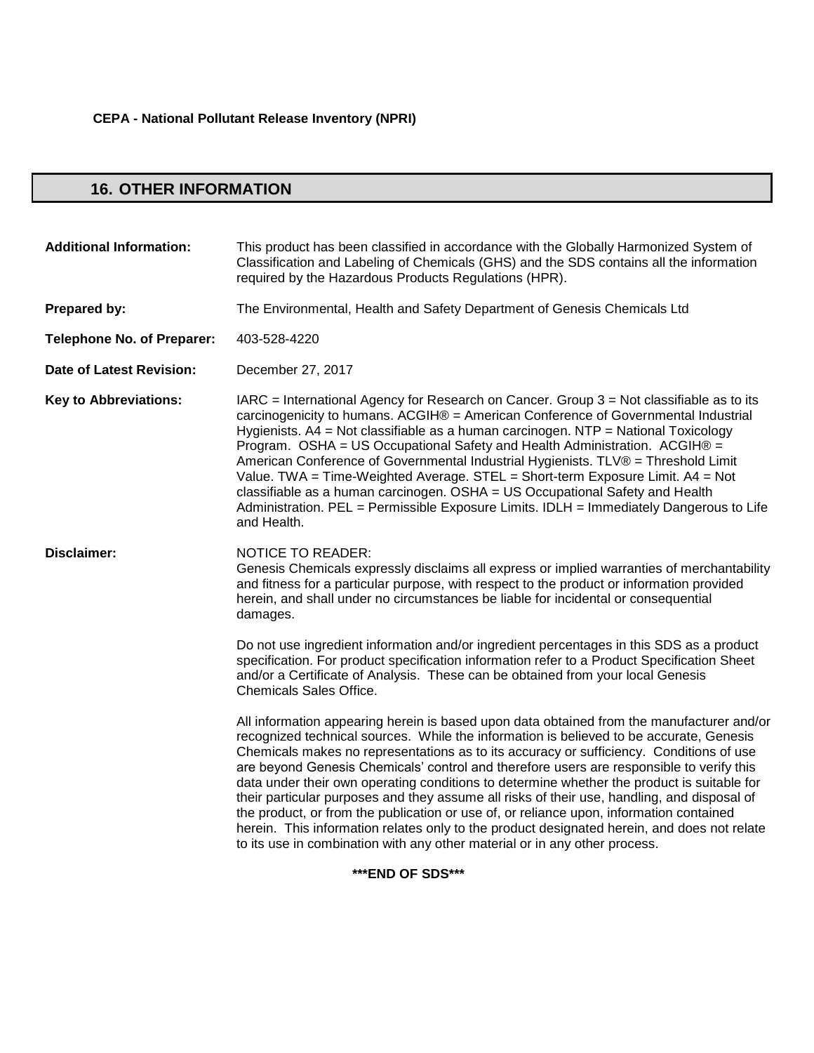**CEPA - National Pollutant Release Inventory (NPRI)**

## 16. OTHER INFORMATION

**Additional Information:** This product has been classified in accordance with the Globally Harmonized System of Classification and Labeling of Chemicals (GHS) and the SDS contains all the information required by the Hazardous Products Regulations (HPR).

**Prepared by:** The Environmental, Health and Safety Department of Genesis Chemicals Ltd

**Telephone No. of Preparer:** 403-528-4220

**Date of Latest Revision:** December 27, 2017

**Key to Abbreviations:** IARC = International Agency for Research on Cancer. Group 3 = Not classifiable as to its carcinogenicity to humans. ACGIH® = American Conference of Governmental Industrial Hygienists. A4 = Not classifiable as a human carcinogen. NTP = National Toxicology Program. OSHA = US Occupational Safety and Health Administration. ACGIH® = American Conference of Governmental Industrial Hygienists. TLV® = Threshold Limit Value. TWA = Time-Weighted Average. STEL = Short-term Exposure Limit. A4 = Not classifiable as a human carcinogen. OSHA = US Occupational Safety and Health Administration. PEL = Permissible Exposure Limits. IDLH = Immediately Dangerous to Life and Health.

**Disclaimer:** NOTICE TO READER:
Genesis Chemicals expressly disclaims all express or implied warranties of merchantability and fitness for a particular purpose, with respect to the product or information provided herein, and shall under no circumstances be liable for incidental or consequential damages.

Do not use ingredient information and/or ingredient percentages in this SDS as a product specification. For product specification information refer to a Product Specification Sheet and/or a Certificate of Analysis. These can be obtained from your local Genesis Chemicals Sales Office.

All information appearing herein is based upon data obtained from the manufacturer and/or recognized technical sources. While the information is believed to be accurate, Genesis Chemicals makes no representations as to its accuracy or sufficiency. Conditions of use are beyond Genesis Chemicals' control and therefore users are responsible to verify this data under their own operating conditions to determine whether the product is suitable for their particular purposes and they assume all risks of their use, handling, and disposal of the product, or from the publication or use of, or reliance upon, information contained herein. This information relates only to the product designated herein, and does not relate to its use in combination with any other material or in any other process.

**\*\*\*END OF SDS\*\*\***